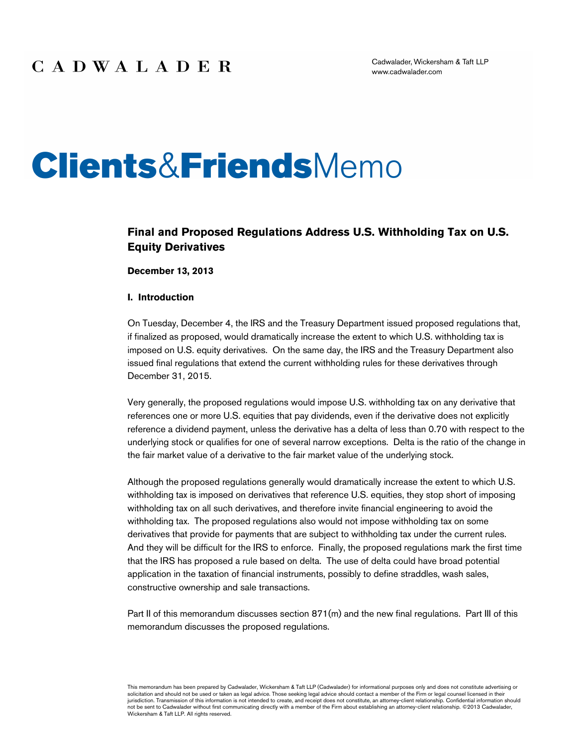CADWALADER

Cadwalader, Wickersham & Taft LLP
www.cadwalader.com

# Clients&FriendsMemo

## Final and Proposed Regulations Address U.S. Withholding Tax on U.S. Equity Derivatives

**December 13, 2013**

### I. Introduction

On Tuesday, December 4, the IRS and the Treasury Department issued proposed regulations that, if finalized as proposed, would dramatically increase the extent to which U.S. withholding tax is imposed on U.S. equity derivatives. On the same day, the IRS and the Treasury Department also issued final regulations that extend the current withholding rules for these derivatives through December 31, 2015.

Very generally, the proposed regulations would impose U.S. withholding tax on any derivative that references one or more U.S. equities that pay dividends, even if the derivative does not explicitly reference a dividend payment, unless the derivative has a delta of less than 0.70 with respect to the underlying stock or qualifies for one of several narrow exceptions. Delta is the ratio of the change in the fair market value of a derivative to the fair market value of the underlying stock.

Although the proposed regulations generally would dramatically increase the extent to which U.S. withholding tax is imposed on derivatives that reference U.S. equities, they stop short of imposing withholding tax on all such derivatives, and therefore invite financial engineering to avoid the withholding tax. The proposed regulations also would not impose withholding tax on some derivatives that provide for payments that are subject to withholding tax under the current rules. And they will be difficult for the IRS to enforce. Finally, the proposed regulations mark the first time that the IRS has proposed a rule based on delta. The use of delta could have broad potential application in the taxation of financial instruments, possibly to define straddles, wash sales, constructive ownership and sale transactions.

Part II of this memorandum discusses section 871(m) and the new final regulations. Part III of this memorandum discusses the proposed regulations.

This memorandum has been prepared by Cadwalader, Wickersham & Taft LLP (Cadwalader) for informational purposes only and does not constitute advertising or solicitation and should not be used or taken as legal advice. Those seeking legal advice should contact a member of the Firm or legal counsel licensed in their jurisdiction. Transmission of this information is not intended to create, and receipt does not constitute, an attorney-client relationship. Confidential information should not be sent to Cadwalader without first communicating directly with a member of the Firm about establishing an attorney-client relationship. ©2013 Cadwalader, Wickersham & Taft LLP. All rights reserved.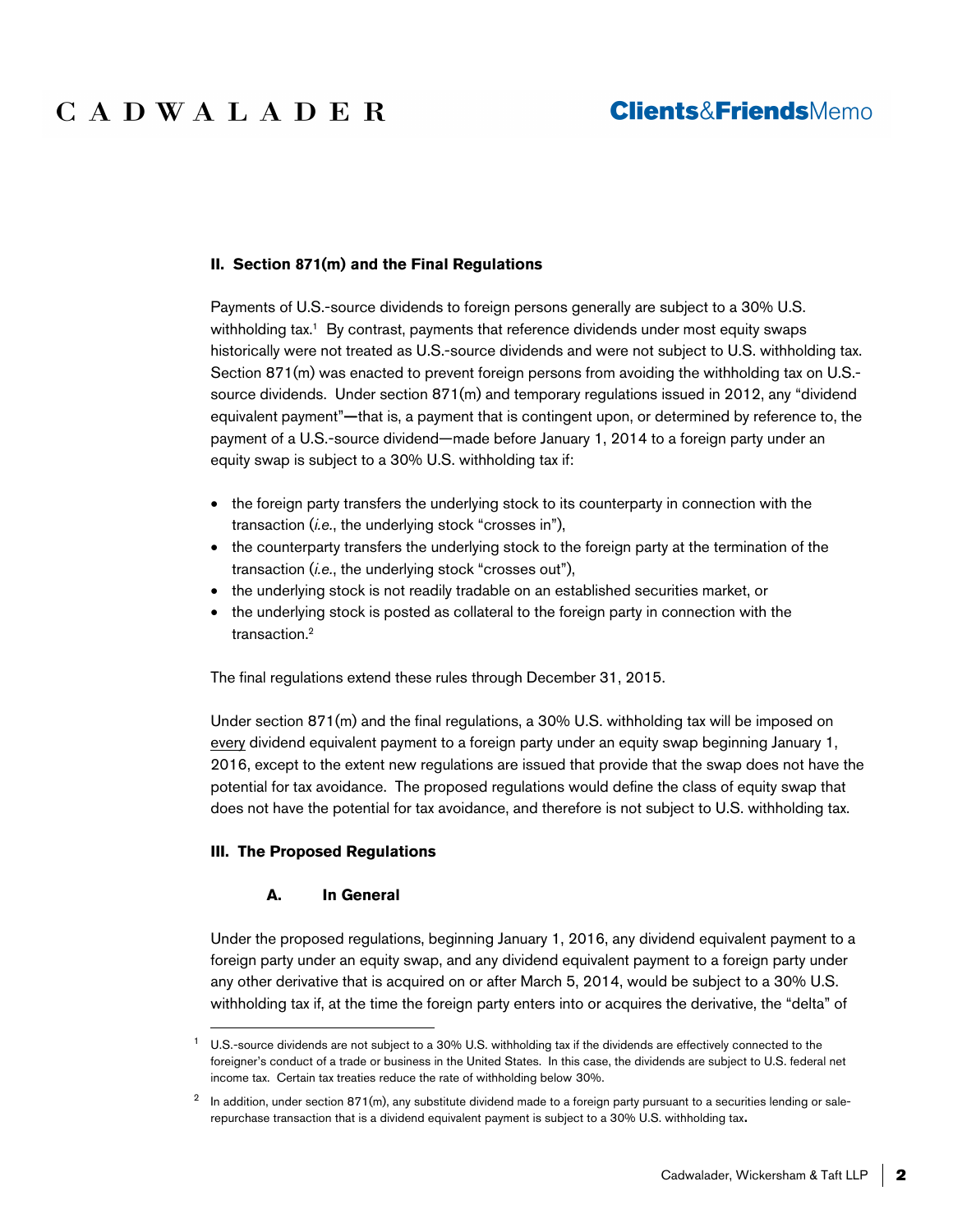## II. Section 871(m) and the Final Regulations

Payments of U.S.-source dividends to foreign persons generally are subject to a 30% U.S. withholding tax.[1] By contrast, payments that reference dividends under most equity swaps historically were not treated as U.S.-source dividends and were not subject to U.S. withholding tax. Section 871(m) was enacted to prevent foreign persons from avoiding the withholding tax on U.S.-source dividends. Under section 871(m) and temporary regulations issued in 2012, any "dividend equivalent payment"—that is, a payment that is contingent upon, or determined by reference to, the payment of a U.S.-source dividend—made before January 1, 2014 to a foreign party under an equity swap is subject to a 30% U.S. withholding tax if:

- the foreign party transfers the underlying stock to its counterparty in connection with the transaction (*i.e.*, the underlying stock "crosses in"),
- the counterparty transfers the underlying stock to the foreign party at the termination of the transaction (*i.e.*, the underlying stock "crosses out"),
- the underlying stock is not readily tradable on an established securities market, or
- the underlying stock is posted as collateral to the foreign party in connection with the transaction.[2]

The final regulations extend these rules through December 31, 2015.

Under section 871(m) and the final regulations, a 30% U.S. withholding tax will be imposed on <u>every</u> dividend equivalent payment to a foreign party under an equity swap beginning January 1, 2016, except to the extent new regulations are issued that provide that the swap does not have the potential for tax avoidance. The proposed regulations would define the class of equity swap that does not have the potential for tax avoidance, and therefore is not subject to U.S. withholding tax.

## III. The Proposed Regulations

### A. In General

Under the proposed regulations, beginning January 1, 2016, any dividend equivalent payment to a foreign party under an equity swap, and any dividend equivalent payment to a foreign party under any other derivative that is acquired on or after March 5, 2014, would be subject to a 30% U.S. withholding tax if, at the time the foreign party enters into or acquires the derivative, the "delta" of

---

[1] U.S.-source dividends are not subject to a 30% U.S. withholding tax if the dividends are effectively connected to the foreigner's conduct of a trade or business in the United States. In this case, the dividends are subject to U.S. federal net income tax. Certain tax treaties reduce the rate of withholding below 30%.

[2] In addition, under section 871(m), any substitute dividend made to a foreign party pursuant to a securities lending or sale-repurchase transaction that is a dividend equivalent payment is subject to a 30% U.S. withholding tax.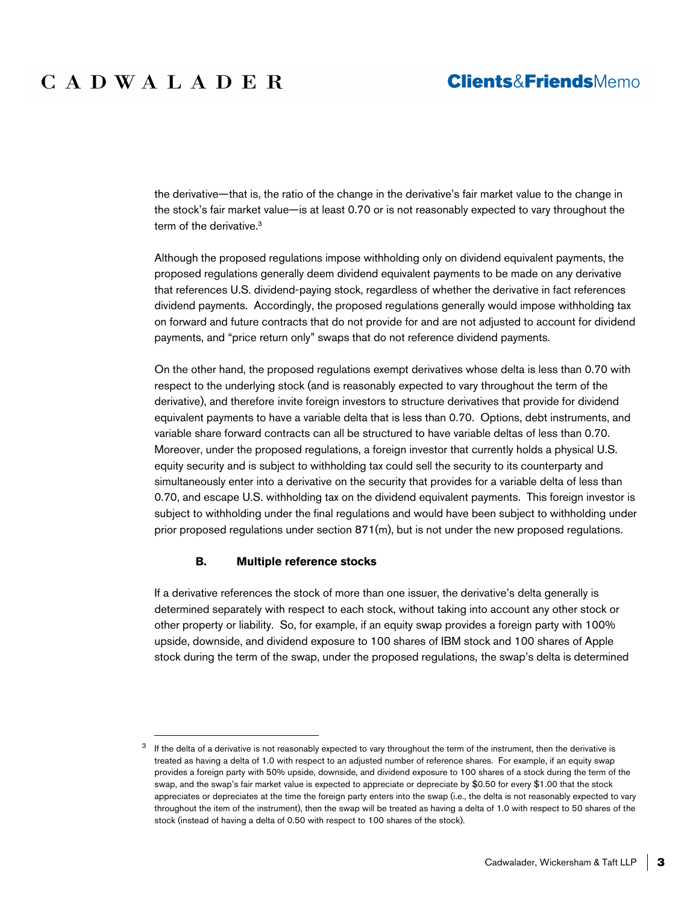the derivative—that is, the ratio of the change in the derivative's fair market value to the change in the stock's fair market value—is at least 0.70 or is not reasonably expected to vary throughout the term of the derivative.[3]

Although the proposed regulations impose withholding only on dividend equivalent payments, the proposed regulations generally deem dividend equivalent payments to be made on any derivative that references U.S. dividend-paying stock, regardless of whether the derivative in fact references dividend payments. Accordingly, the proposed regulations generally would impose withholding tax on forward and future contracts that do not provide for and are not adjusted to account for dividend payments, and "price return only" swaps that do not reference dividend payments.

On the other hand, the proposed regulations exempt derivatives whose delta is less than 0.70 with respect to the underlying stock (and is reasonably expected to vary throughout the term of the derivative), and therefore invite foreign investors to structure derivatives that provide for dividend equivalent payments to have a variable delta that is less than 0.70. Options, debt instruments, and variable share forward contracts can all be structured to have variable deltas of less than 0.70. Moreover, under the proposed regulations, a foreign investor that currently holds a physical U.S. equity security and is subject to withholding tax could sell the security to its counterparty and simultaneously enter into a derivative on the security that provides for a variable delta of less than 0.70, and escape U.S. withholding tax on the dividend equivalent payments. This foreign investor is subject to withholding under the final regulations and would have been subject to withholding under prior proposed regulations under section 871(m), but is not under the new proposed regulations.

### B. Multiple reference stocks

If a derivative references the stock of more than one issuer, the derivative's delta generally is determined separately with respect to each stock, without taking into account any other stock or other property or liability. So, for example, if an equity swap provides a foreign party with 100% upside, downside, and dividend exposure to 100 shares of IBM stock and 100 shares of Apple stock during the term of the swap, under the proposed regulations, the swap's delta is determined

---

[3] If the delta of a derivative is not reasonably expected to vary throughout the term of the instrument, then the derivative is treated as having a delta of 1.0 with respect to an adjusted number of reference shares. For example, if an equity swap provides a foreign party with 50% upside, downside, and dividend exposure to 100 shares of a stock during the term of the swap, and the swap's fair market value is expected to appreciate or depreciate by $0.50 for every $1.00 that the stock appreciates or depreciates at the time the foreign party enters into the swap (i.e., the delta is not reasonably expected to vary throughout the item of the instrument), then the swap will be treated as having a delta of 1.0 with respect to 50 shares of the stock (instead of having a delta of 0.50 with respect to 100 shares of the stock).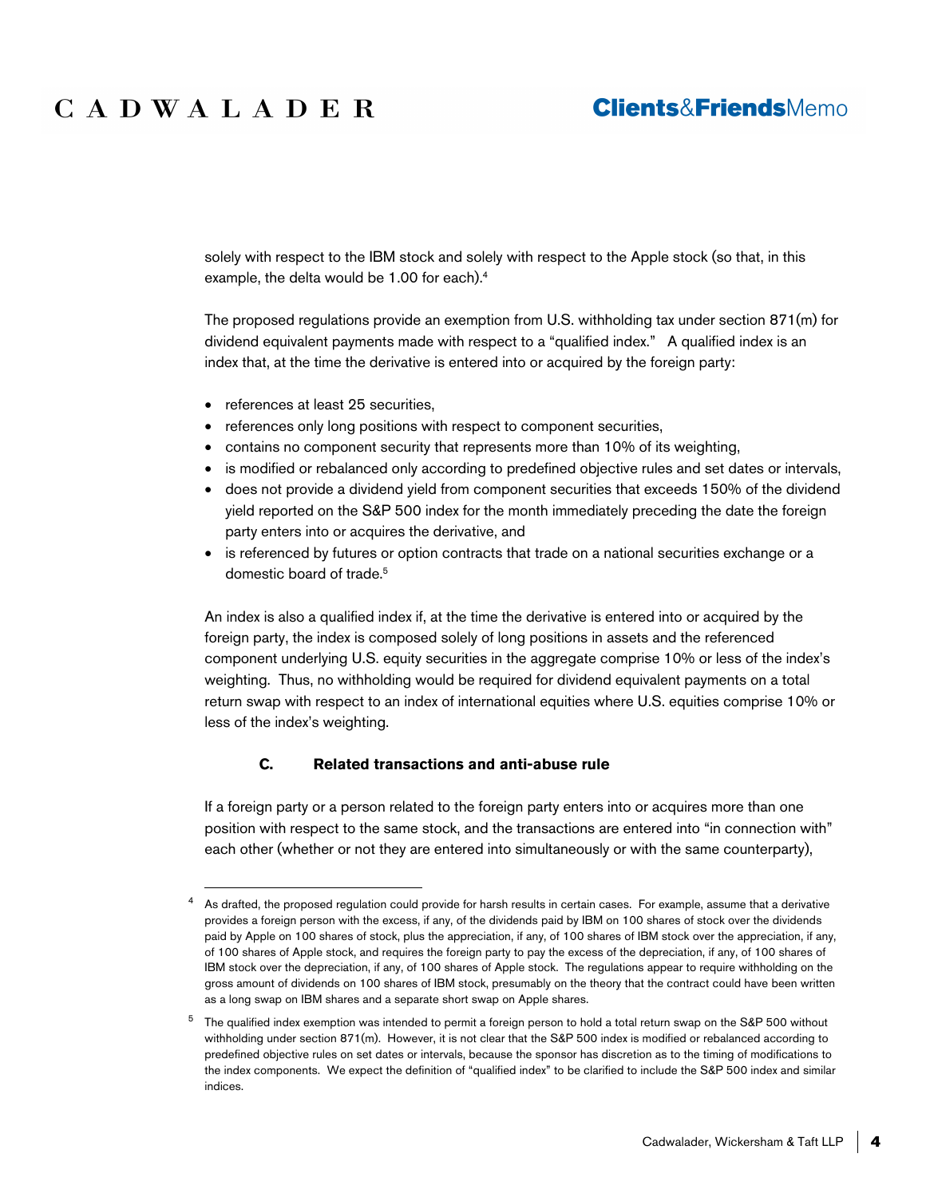solely with respect to the IBM stock and solely with respect to the Apple stock (so that, in this example, the delta would be 1.00 for each).[4]

The proposed regulations provide an exemption from U.S. withholding tax under section 871(m) for dividend equivalent payments made with respect to a "qualified index." A qualified index is an index that, at the time the derivative is entered into or acquired by the foreign party:

- references at least 25 securities,
- references only long positions with respect to component securities,
- contains no component security that represents more than 10% of its weighting,
- is modified or rebalanced only according to predefined objective rules and set dates or intervals,
- does not provide a dividend yield from component securities that exceeds 150% of the dividend yield reported on the S&P 500 index for the month immediately preceding the date the foreign party enters into or acquires the derivative, and
- is referenced by futures or option contracts that trade on a national securities exchange or a domestic board of trade.[5]

An index is also a qualified index if, at the time the derivative is entered into or acquired by the foreign party, the index is composed solely of long positions in assets and the referenced component underlying U.S. equity securities in the aggregate comprise 10% or less of the index's weighting. Thus, no withholding would be required for dividend equivalent payments on a total return swap with respect to an index of international equities where U.S. equities comprise 10% or less of the index's weighting.

### C. Related transactions and anti-abuse rule

If a foreign party or a person related to the foreign party enters into or acquires more than one position with respect to the same stock, and the transactions are entered into "in connection with" each other (whether or not they are entered into simultaneously or with the same counterparty),

---

[4] As drafted, the proposed regulation could provide for harsh results in certain cases. For example, assume that a derivative provides a foreign person with the excess, if any, of the dividends paid by IBM on 100 shares of stock over the dividends paid by Apple on 100 shares of stock, plus the appreciation, if any, of 100 shares of IBM stock over the appreciation, if any, of 100 shares of Apple stock, and requires the foreign party to pay the excess of the depreciation, if any, of 100 shares of IBM stock over the depreciation, if any, of 100 shares of Apple stock. The regulations appear to require withholding on the gross amount of dividends on 100 shares of IBM stock, presumably on the theory that the contract could have been written as a long swap on IBM shares and a separate short swap on Apple shares.

[5] The qualified index exemption was intended to permit a foreign person to hold a total return swap on the S&P 500 without withholding under section 871(m). However, it is not clear that the S&P 500 index is modified or rebalanced according to predefined objective rules on set dates or intervals, because the sponsor has discretion as to the timing of modifications to the index components. We expect the definition of "qualified index" to be clarified to include the S&P 500 index and similar indices.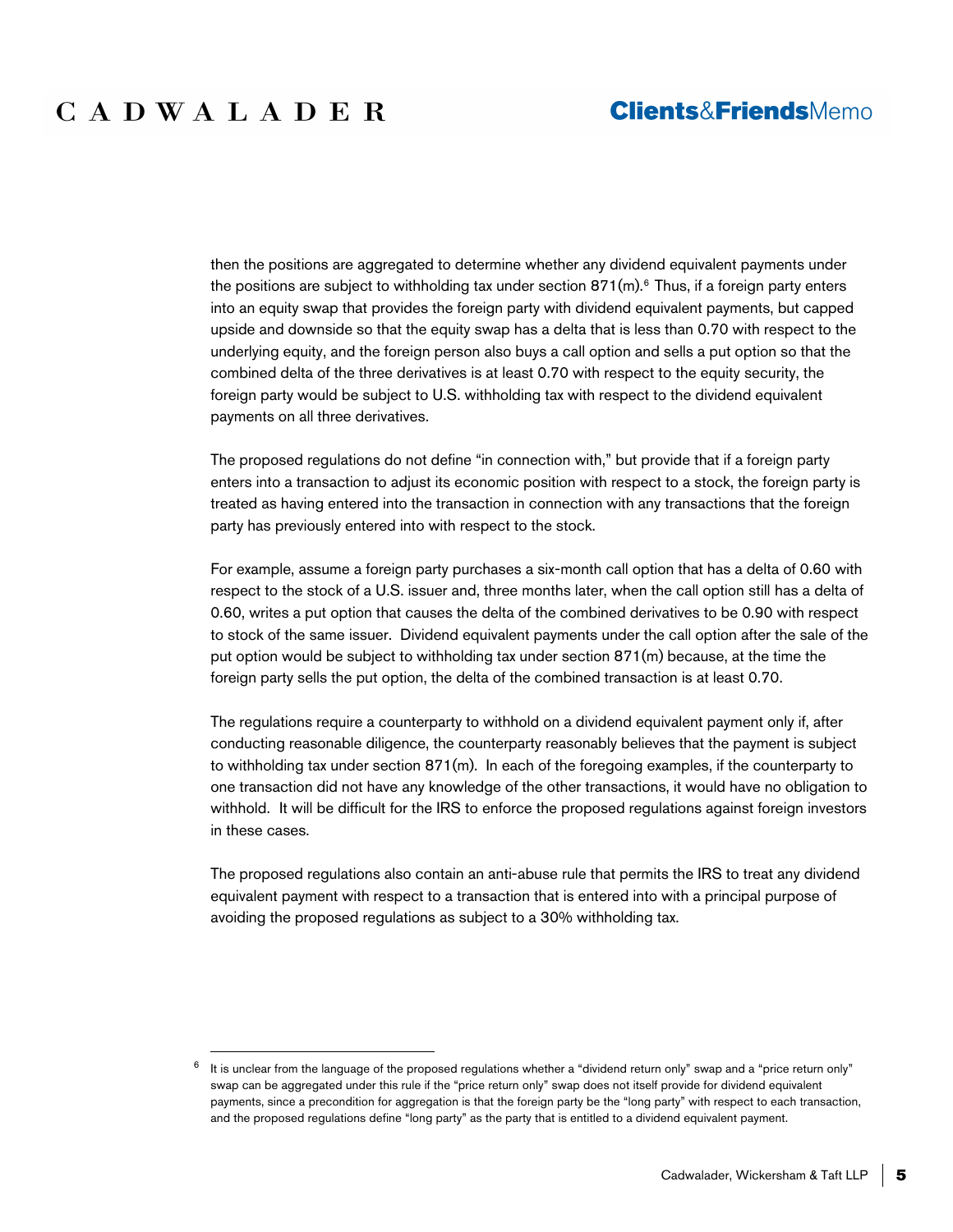then the positions are aggregated to determine whether any dividend equivalent payments under the positions are subject to withholding tax under section 871(m).[6] Thus, if a foreign party enters into an equity swap that provides the foreign party with dividend equivalent payments, but capped upside and downside so that the equity swap has a delta that is less than 0.70 with respect to the underlying equity, and the foreign person also buys a call option and sells a put option so that the combined delta of the three derivatives is at least 0.70 with respect to the equity security, the foreign party would be subject to U.S. withholding tax with respect to the dividend equivalent payments on all three derivatives.

The proposed regulations do not define "in connection with," but provide that if a foreign party enters into a transaction to adjust its economic position with respect to a stock, the foreign party is treated as having entered into the transaction in connection with any transactions that the foreign party has previously entered into with respect to the stock.

For example, assume a foreign party purchases a six-month call option that has a delta of 0.60 with respect to the stock of a U.S. issuer and, three months later, when the call option still has a delta of 0.60, writes a put option that causes the delta of the combined derivatives to be 0.90 with respect to stock of the same issuer. Dividend equivalent payments under the call option after the sale of the put option would be subject to withholding tax under section 871(m) because, at the time the foreign party sells the put option, the delta of the combined transaction is at least 0.70.

The regulations require a counterparty to withhold on a dividend equivalent payment only if, after conducting reasonable diligence, the counterparty reasonably believes that the payment is subject to withholding tax under section 871(m). In each of the foregoing examples, if the counterparty to one transaction did not have any knowledge of the other transactions, it would have no obligation to withhold. It will be difficult for the IRS to enforce the proposed regulations against foreign investors in these cases.

The proposed regulations also contain an anti-abuse rule that permits the IRS to treat any dividend equivalent payment with respect to a transaction that is entered into with a principal purpose of avoiding the proposed regulations as subject to a 30% withholding tax.

---

[6] It is unclear from the language of the proposed regulations whether a "dividend return only" swap and a "price return only" swap can be aggregated under this rule if the "price return only" swap does not itself provide for dividend equivalent payments, since a precondition for aggregation is that the foreign party be the "long party" with respect to each transaction, and the proposed regulations define "long party" as the party that is entitled to a dividend equivalent payment.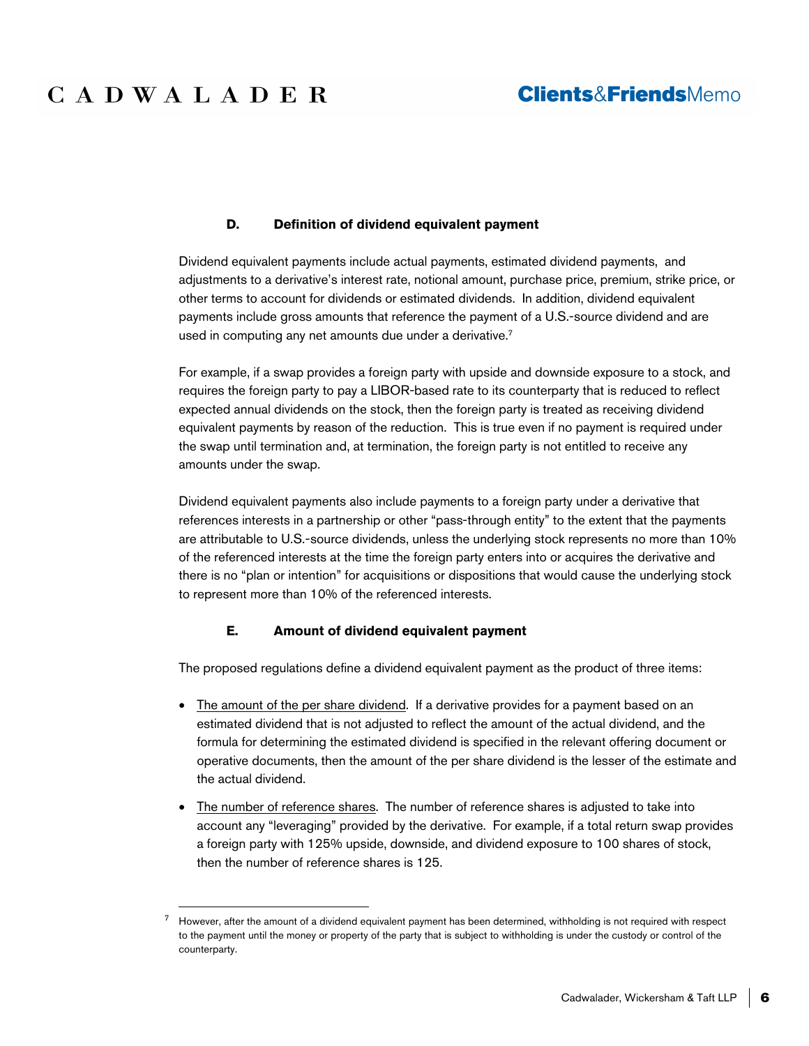### D. Definition of dividend equivalent payment

Dividend equivalent payments include actual payments, estimated dividend payments, and adjustments to a derivative's interest rate, notional amount, purchase price, premium, strike price, or other terms to account for dividends or estimated dividends. In addition, dividend equivalent payments include gross amounts that reference the payment of a U.S.-source dividend and are used in computing any net amounts due under a derivative.[7]

For example, if a swap provides a foreign party with upside and downside exposure to a stock, and requires the foreign party to pay a LIBOR-based rate to its counterparty that is reduced to reflect expected annual dividends on the stock, then the foreign party is treated as receiving dividend equivalent payments by reason of the reduction. This is true even if no payment is required under the swap until termination and, at termination, the foreign party is not entitled to receive any amounts under the swap.

Dividend equivalent payments also include payments to a foreign party under a derivative that references interests in a partnership or other "pass-through entity" to the extent that the payments are attributable to U.S.-source dividends, unless the underlying stock represents no more than 10% of the referenced interests at the time the foreign party enters into or acquires the derivative and there is no "plan or intention" for acquisitions or dispositions that would cause the underlying stock to represent more than 10% of the referenced interests.

### E. Amount of dividend equivalent payment

The proposed regulations define a dividend equivalent payment as the product of three items:

- The amount of the per share dividend. If a derivative provides for a payment based on an estimated dividend that is not adjusted to reflect the amount of the actual dividend, and the formula for determining the estimated dividend is specified in the relevant offering document or operative documents, then the amount of the per share dividend is the lesser of the estimate and the actual dividend.
- The number of reference shares. The number of reference shares is adjusted to take into account any "leveraging" provided by the derivative. For example, if a total return swap provides a foreign party with 125% upside, downside, and dividend exposure to 100 shares of stock, then the number of reference shares is 125.

---

[7] However, after the amount of a dividend equivalent payment has been determined, withholding is not required with respect to the payment until the money or property of the party that is subject to withholding is under the custody or control of the counterparty.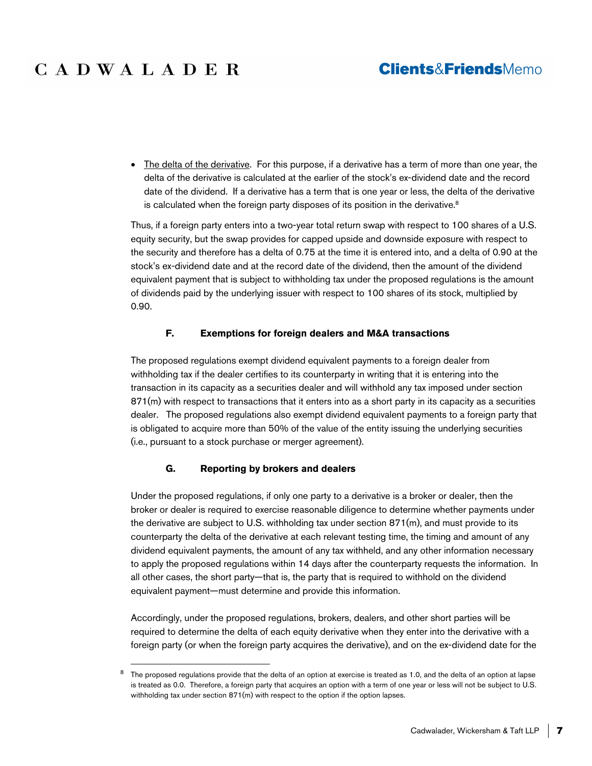- The delta of the derivative. For this purpose, if a derivative has a term of more than one year, the delta of the derivative is calculated at the earlier of the stock's ex-dividend date and the record date of the dividend. If a derivative has a term that is one year or less, the delta of the derivative is calculated when the foreign party disposes of its position in the derivative.[8]

Thus, if a foreign party enters into a two-year total return swap with respect to 100 shares of a U.S. equity security, but the swap provides for capped upside and downside exposure with respect to the security and therefore has a delta of 0.75 at the time it is entered into, and a delta of 0.90 at the stock's ex-dividend date and at the record date of the dividend, then the amount of the dividend equivalent payment that is subject to withholding tax under the proposed regulations is the amount of dividends paid by the underlying issuer with respect to 100 shares of its stock, multiplied by 0.90.

### F. Exemptions for foreign dealers and M&A transactions

The proposed regulations exempt dividend equivalent payments to a foreign dealer from withholding tax if the dealer certifies to its counterparty in writing that it is entering into the transaction in its capacity as a securities dealer and will withhold any tax imposed under section 871(m) with respect to transactions that it enters into as a short party in its capacity as a securities dealer. The proposed regulations also exempt dividend equivalent payments to a foreign party that is obligated to acquire more than 50% of the value of the entity issuing the underlying securities (i.e., pursuant to a stock purchase or merger agreement).

### G. Reporting by brokers and dealers

Under the proposed regulations, if only one party to a derivative is a broker or dealer, then the broker or dealer is required to exercise reasonable diligence to determine whether payments under the derivative are subject to U.S. withholding tax under section 871(m), and must provide to its counterparty the delta of the derivative at each relevant testing time, the timing and amount of any dividend equivalent payments, the amount of any tax withheld, and any other information necessary to apply the proposed regulations within 14 days after the counterparty requests the information. In all other cases, the short party—that is, the party that is required to withhold on the dividend equivalent payment—must determine and provide this information.

Accordingly, under the proposed regulations, brokers, dealers, and other short parties will be required to determine the delta of each equity derivative when they enter into the derivative with a foreign party (or when the foreign party acquires the derivative), and on the ex-dividend date for the

---

[8] The proposed regulations provide that the delta of an option at exercise is treated as 1.0, and the delta of an option at lapse is treated as 0.0. Therefore, a foreign party that acquires an option with a term of one year or less will not be subject to U.S. withholding tax under section 871(m) with respect to the option if the option lapses.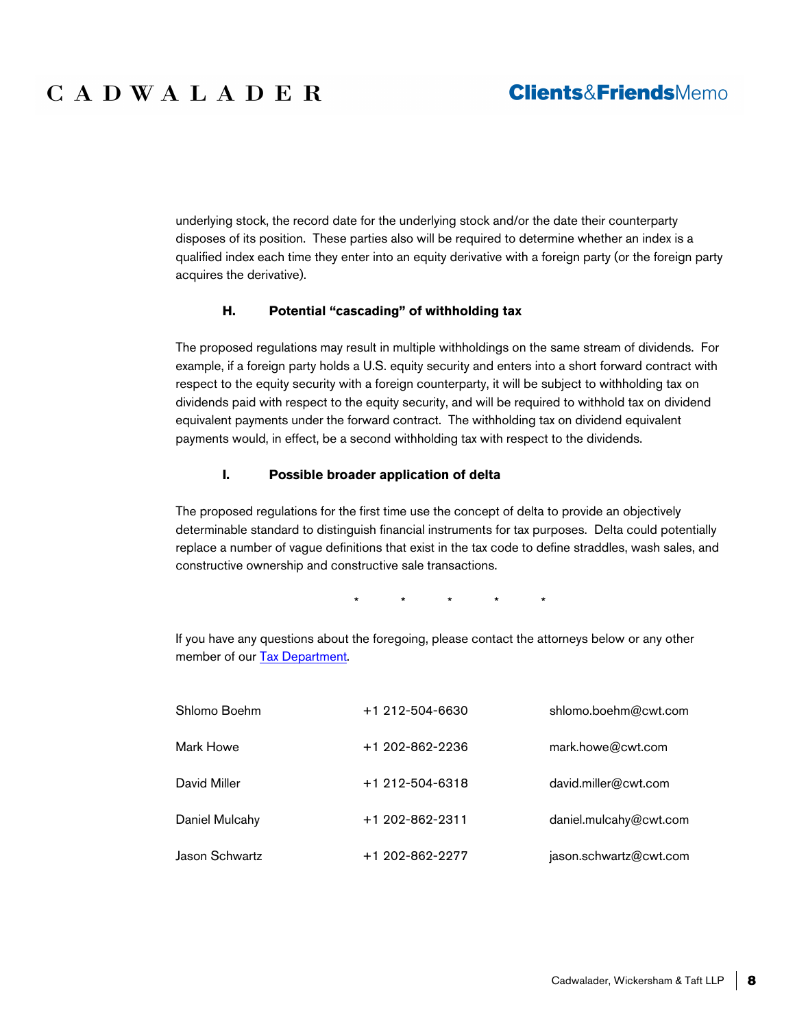underlying stock, the record date for the underlying stock and/or the date their counterparty disposes of its position. These parties also will be required to determine whether an index is a qualified index each time they enter into an equity derivative with a foreign party (or the foreign party acquires the derivative).

### H. Potential "cascading" of withholding tax

The proposed regulations may result in multiple withholdings on the same stream of dividends. For example, if a foreign party holds a U.S. equity security and enters into a short forward contract with respect to the equity security with a foreign counterparty, it will be subject to withholding tax on dividends paid with respect to the equity security, and will be required to withhold tax on dividend equivalent payments under the forward contract. The withholding tax on dividend equivalent payments would, in effect, be a second withholding tax with respect to the dividends.

### I. Possible broader application of delta

The proposed regulations for the first time use the concept of delta to provide an objectively determinable standard to distinguish financial instruments for tax purposes. Delta could potentially replace a number of vague definitions that exist in the tax code to define straddles, wash sales, and constructive ownership and constructive sale transactions.

\* \* \* \* \*

If you have any questions about the foregoing, please contact the attorneys below or any other member of our Tax Department.

| | | |
|---|---|---|
| Shlomo Boehm | +1 212-504-6630 | shlomo.boehm@cwt.com |
| Mark Howe | +1 202-862-2236 | mark.howe@cwt.com |
| David Miller | +1 212-504-6318 | david.miller@cwt.com |
| Daniel Mulcahy | +1 202-862-2311 | daniel.mulcahy@cwt.com |
| Jason Schwartz | +1 202-862-2277 | jason.schwartz@cwt.com |